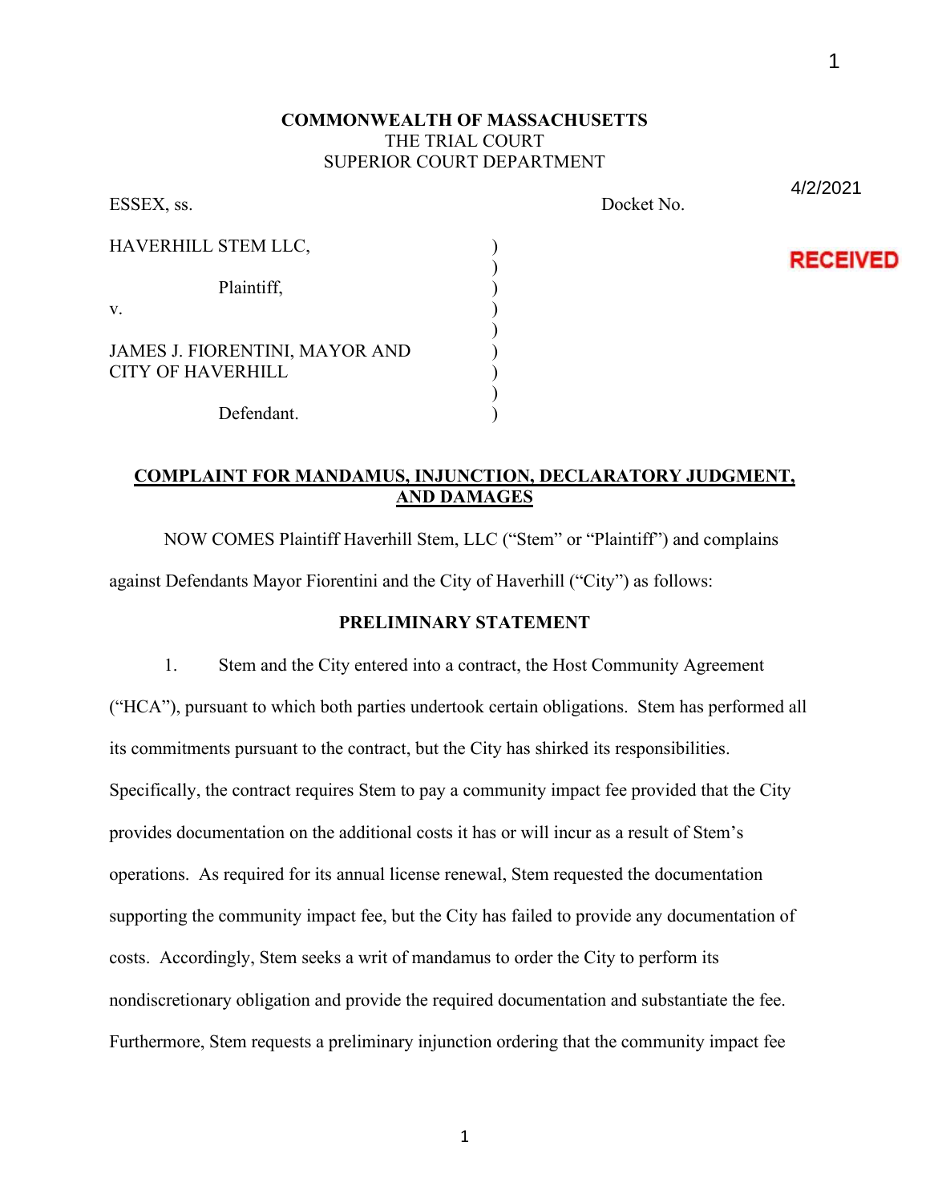**COMMONWEALTH OF MASSACHUSETTS**
THE TRIAL COURT
SUPERIOR COURT DEPARTMENT

4/2/2021

RECEIVED

ESSEX, ss. Docket No.

| | |
|---|---|
| HAVERHILL STEM LLC, | ) |
| | ) |
| Plaintiff, | ) |
| v. | ) |
| | ) |
| JAMES J. FIORENTINI, MAYOR AND CITY OF HAVERHILL | ) |
| | ) |
| Defendant. | ) |

**COMPLAINT FOR MANDAMUS, INJUNCTION, DECLARATORY JUDGMENT, AND DAMAGES**

NOW COMES Plaintiff Haverhill Stem, LLC ("Stem" or "Plaintiff") and complains against Defendants Mayor Fiorentini and the City of Haverhill ("City") as follows:

**PRELIMINARY STATEMENT**

1. Stem and the City entered into a contract, the Host Community Agreement ("HCA"), pursuant to which both parties undertook certain obligations. Stem has performed all its commitments pursuant to the contract, but the City has shirked its responsibilities. Specifically, the contract requires Stem to pay a community impact fee provided that the City provides documentation on the additional costs it has or will incur as a result of Stem's operations. As required for its annual license renewal, Stem requested the documentation supporting the community impact fee, but the City has failed to provide any documentation of costs. Accordingly, Stem seeks a writ of mandamus to order the City to perform its nondiscretionary obligation and provide the required documentation and substantiate the fee. Furthermore, Stem requests a preliminary injunction ordering that the community impact fee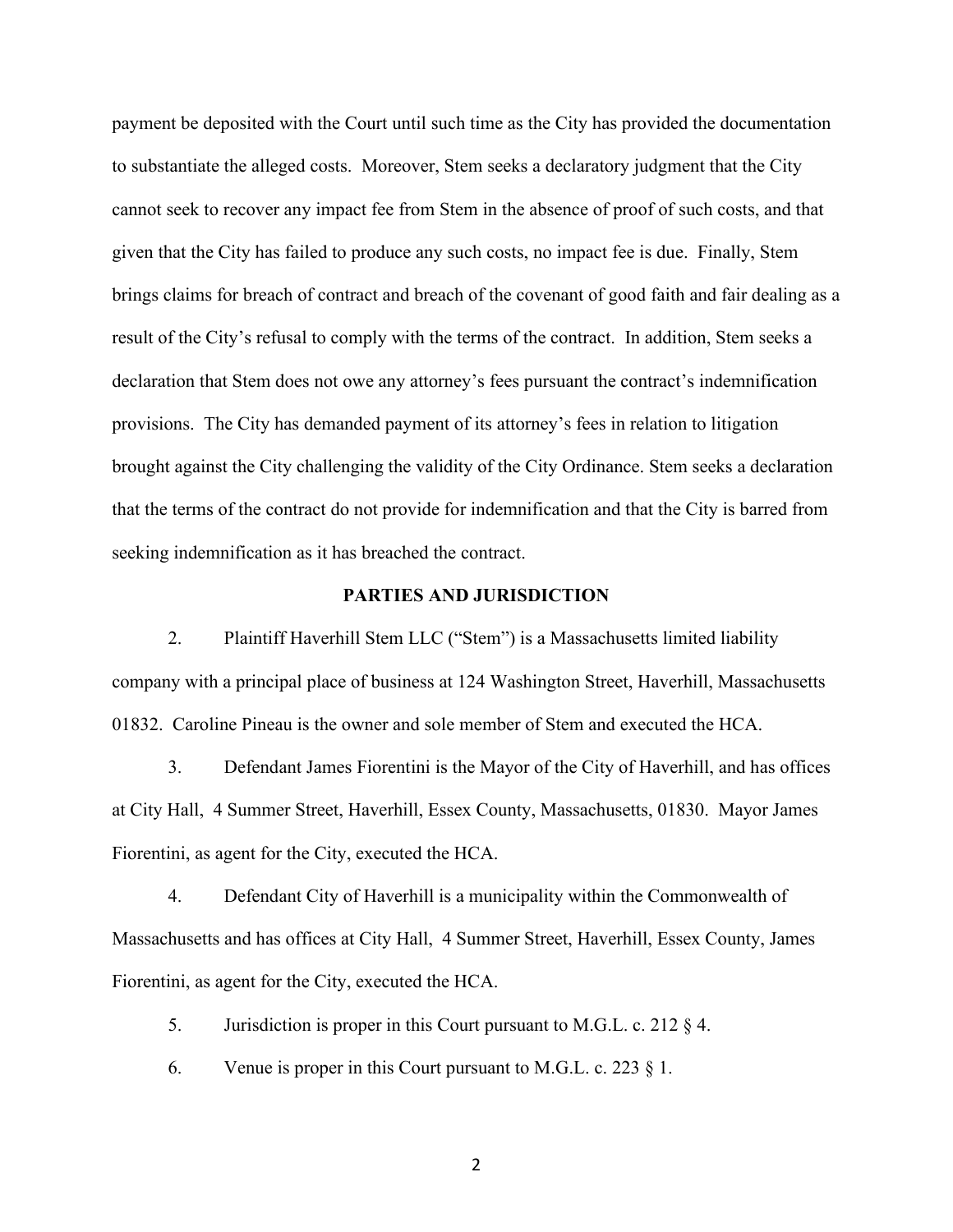payment be deposited with the Court until such time as the City has provided the documentation to substantiate the alleged costs. Moreover, Stem seeks a declaratory judgment that the City cannot seek to recover any impact fee from Stem in the absence of proof of such costs, and that given that the City has failed to produce any such costs, no impact fee is due. Finally, Stem brings claims for breach of contract and breach of the covenant of good faith and fair dealing as a result of the City's refusal to comply with the terms of the contract. In addition, Stem seeks a declaration that Stem does not owe any attorney's fees pursuant the contract's indemnification provisions. The City has demanded payment of its attorney's fees in relation to litigation brought against the City challenging the validity of the City Ordinance. Stem seeks a declaration that the terms of the contract do not provide for indemnification and that the City is barred from seeking indemnification as it has breached the contract.

**PARTIES AND JURISDICTION**

2. Plaintiff Haverhill Stem LLC ("Stem") is a Massachusetts limited liability company with a principal place of business at 124 Washington Street, Haverhill, Massachusetts 01832. Caroline Pineau is the owner and sole member of Stem and executed the HCA.

3. Defendant James Fiorentini is the Mayor of the City of Haverhill, and has offices at City Hall, 4 Summer Street, Haverhill, Essex County, Massachusetts, 01830. Mayor James Fiorentini, as agent for the City, executed the HCA.

4. Defendant City of Haverhill is a municipality within the Commonwealth of Massachusetts and has offices at City Hall, 4 Summer Street, Haverhill, Essex County, James Fiorentini, as agent for the City, executed the HCA.

5. Jurisdiction is proper in this Court pursuant to M.G.L. c. 212 § 4.

6. Venue is proper in this Court pursuant to M.G.L. c. 223 § 1.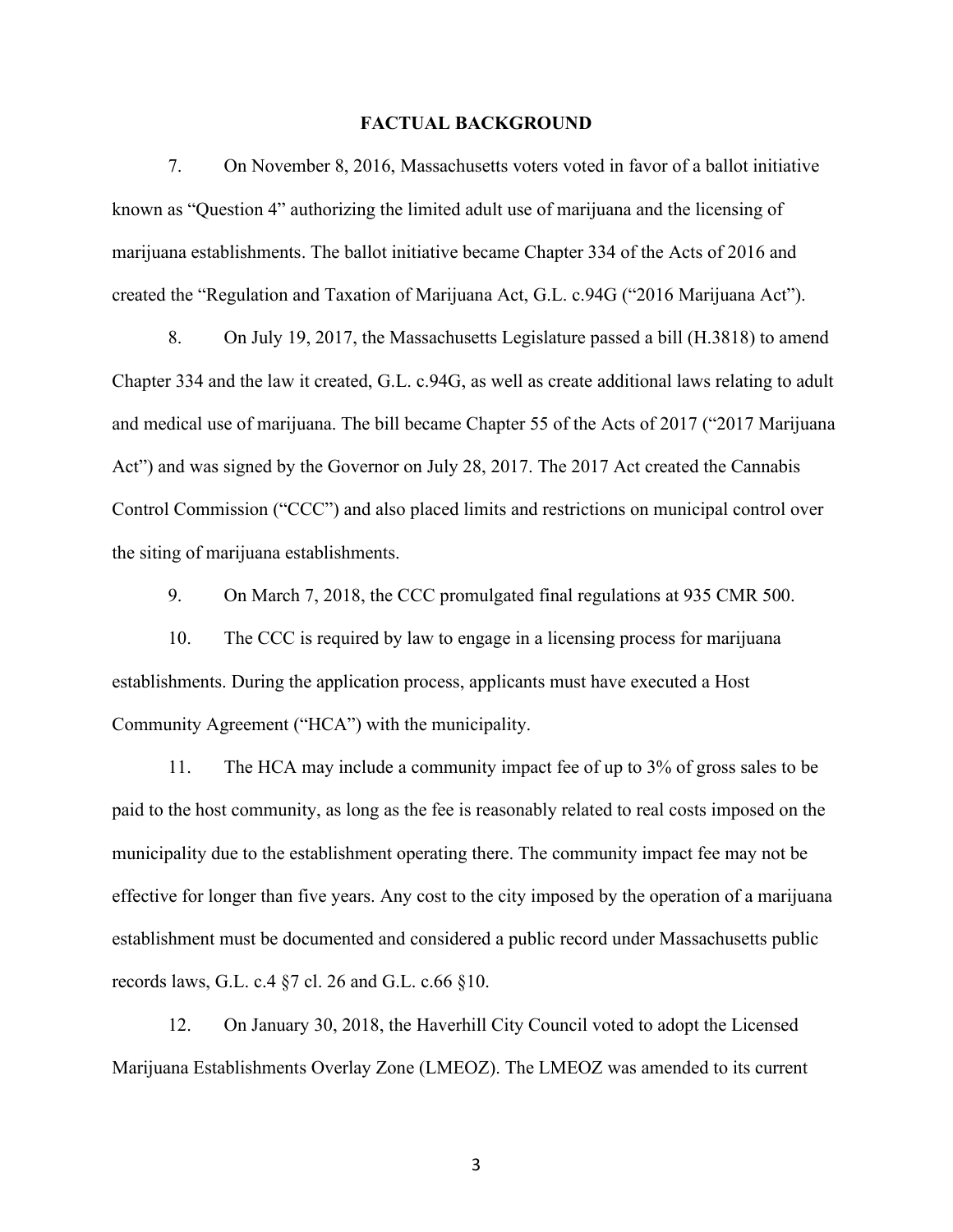## FACTUAL BACKGROUND

7. On November 8, 2016, Massachusetts voters voted in favor of a ballot initiative known as "Question 4" authorizing the limited adult use of marijuana and the licensing of marijuana establishments. The ballot initiative became Chapter 334 of the Acts of 2016 and created the "Regulation and Taxation of Marijuana Act, G.L. c.94G ("2016 Marijuana Act").

8. On July 19, 2017, the Massachusetts Legislature passed a bill (H.3818) to amend Chapter 334 and the law it created, G.L. c.94G, as well as create additional laws relating to adult and medical use of marijuana. The bill became Chapter 55 of the Acts of 2017 ("2017 Marijuana Act") and was signed by the Governor on July 28, 2017. The 2017 Act created the Cannabis Control Commission ("CCC") and also placed limits and restrictions on municipal control over the siting of marijuana establishments.

9. On March 7, 2018, the CCC promulgated final regulations at 935 CMR 500.

10. The CCC is required by law to engage in a licensing process for marijuana establishments. During the application process, applicants must have executed a Host Community Agreement ("HCA") with the municipality.

11. The HCA may include a community impact fee of up to 3% of gross sales to be paid to the host community, as long as the fee is reasonably related to real costs imposed on the municipality due to the establishment operating there. The community impact fee may not be effective for longer than five years. Any cost to the city imposed by the operation of a marijuana establishment must be documented and considered a public record under Massachusetts public records laws, G.L. c.4 §7 cl. 26 and G.L. c.66 §10.

12. On January 30, 2018, the Haverhill City Council voted to adopt the Licensed Marijuana Establishments Overlay Zone (LMEOZ). The LMEOZ was amended to its current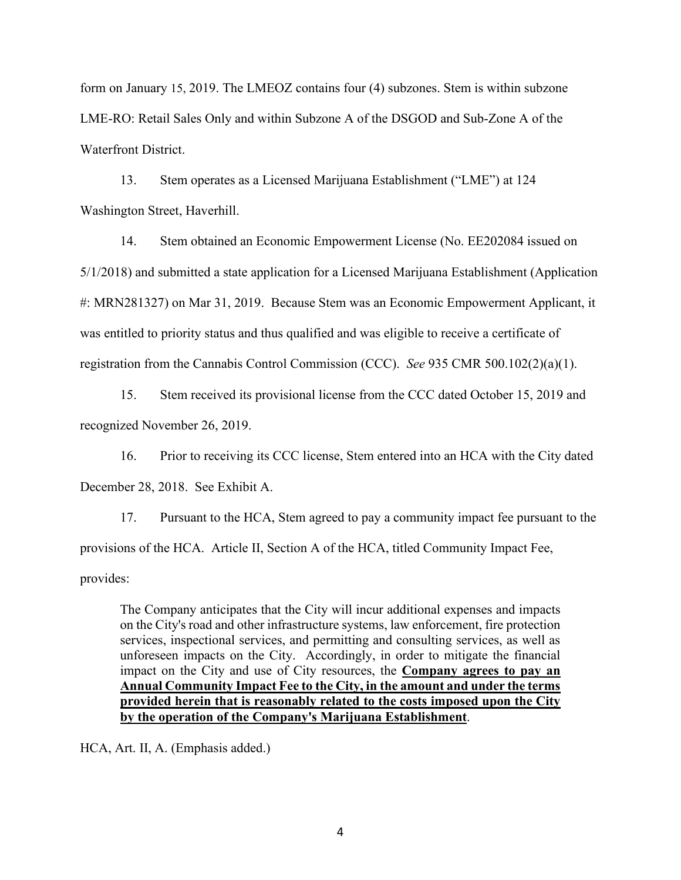form on January 15, 2019. The LMEOZ contains four (4) subzones. Stem is within subzone LME-RO: Retail Sales Only and within Subzone A of the DSGOD and Sub-Zone A of the Waterfront District.

13. Stem operates as a Licensed Marijuana Establishment ("LME") at 124 Washington Street, Haverhill.

14. Stem obtained an Economic Empowerment License (No. EE202084 issued on 5/1/2018) and submitted a state application for a Licensed Marijuana Establishment (Application #: MRN281327) on Mar 31, 2019. Because Stem was an Economic Empowerment Applicant, it was entitled to priority status and thus qualified and was eligible to receive a certificate of registration from the Cannabis Control Commission (CCC). *See* 935 CMR 500.102(2)(a)(1).

15. Stem received its provisional license from the CCC dated October 15, 2019 and recognized November 26, 2019.

16. Prior to receiving its CCC license, Stem entered into an HCA with the City dated December 28, 2018. See Exhibit A.

17. Pursuant to the HCA, Stem agreed to pay a community impact fee pursuant to the provisions of the HCA. Article II, Section A of the HCA, titled Community Impact Fee, provides:

> The Company anticipates that the City will incur additional expenses and impacts on the City's road and other infrastructure systems, law enforcement, fire protection services, inspectional services, and permitting and consulting services, as well as unforeseen impacts on the City. Accordingly, in order to mitigate the financial impact on the City and use of City resources, the **<u>Company agrees to pay an Annual Community Impact Fee to the City, in the amount and under the terms provided herein that is reasonably related to the costs imposed upon the City by the operation of the Company's Marijuana Establishment</u>**.

HCA, Art. II, A. (Emphasis added.)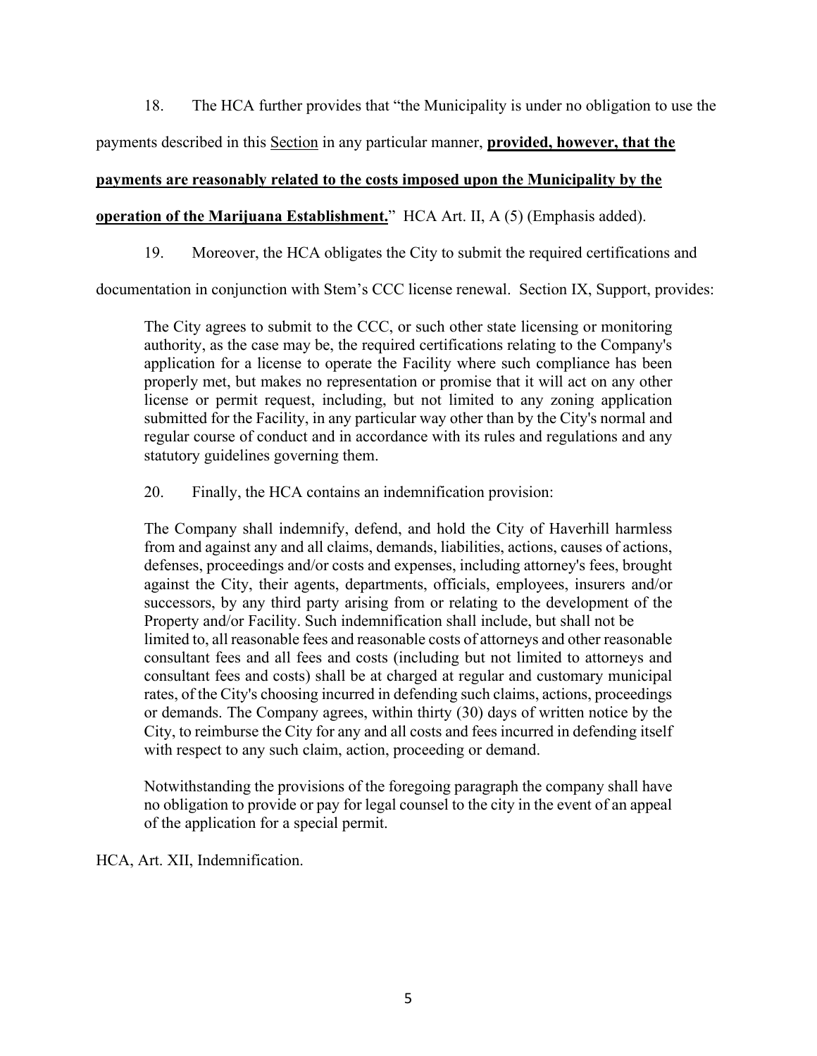18. The HCA further provides that "the Municipality is under no obligation to use the payments described in this <u>Section</u> in any particular manner, **<u>provided, however, that the payments are reasonably related to the costs imposed upon the Municipality by the operation of the Marijuana Establishment.</u>**" HCA Art. II, A (5) (Emphasis added).

19. Moreover, the HCA obligates the City to submit the required certifications and documentation in conjunction with Stem's CCC license renewal. Section IX, Support, provides:

> The City agrees to submit to the CCC, or such other state licensing or monitoring authority, as the case may be, the required certifications relating to the Company's application for a license to operate the Facility where such compliance has been properly met, but makes no representation or promise that it will act on any other license or permit request, including, but not limited to any zoning application submitted for the Facility, in any particular way other than by the City's normal and regular course of conduct and in accordance with its rules and regulations and any statutory guidelines governing them.

20. Finally, the HCA contains an indemnification provision:

> The Company shall indemnify, defend, and hold the City of Haverhill harmless from and against any and all claims, demands, liabilities, actions, causes of actions, defenses, proceedings and/or costs and expenses, including attorney's fees, brought against the City, their agents, departments, officials, employees, insurers and/or successors, by any third party arising from or relating to the development of the Property and/or Facility. Such indemnification shall include, but shall not be limited to, all reasonable fees and reasonable costs of attorneys and other reasonable consultant fees and all fees and costs (including but not limited to attorneys and consultant fees and costs) shall be at charged at regular and customary municipal rates, of the City's choosing incurred in defending such claims, actions, proceedings or demands. The Company agrees, within thirty (30) days of written notice by the City, to reimburse the City for any and all costs and fees incurred in defending itself with respect to any such claim, action, proceeding or demand.
>
> Notwithstanding the provisions of the foregoing paragraph the company shall have no obligation to provide or pay for legal counsel to the city in the event of an appeal of the application for a special permit.

HCA, Art. XII, Indemnification.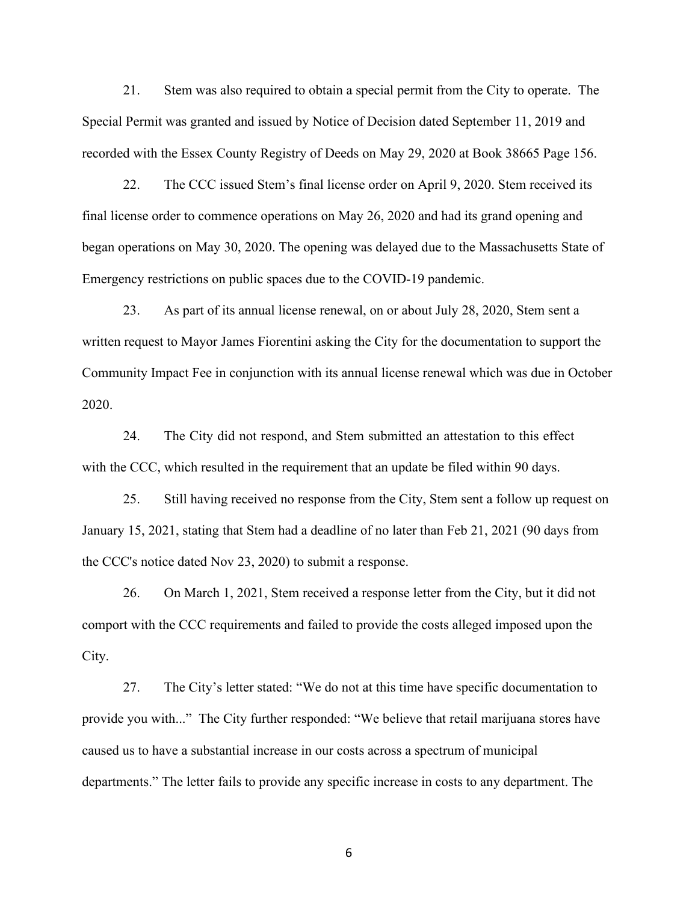21. Stem was also required to obtain a special permit from the City to operate. The Special Permit was granted and issued by Notice of Decision dated September 11, 2019 and recorded with the Essex County Registry of Deeds on May 29, 2020 at Book 38665 Page 156.

22. The CCC issued Stem's final license order on April 9, 2020. Stem received its final license order to commence operations on May 26, 2020 and had its grand opening and began operations on May 30, 2020. The opening was delayed due to the Massachusetts State of Emergency restrictions on public spaces due to the COVID-19 pandemic.

23. As part of its annual license renewal, on or about July 28, 2020, Stem sent a written request to Mayor James Fiorentini asking the City for the documentation to support the Community Impact Fee in conjunction with its annual license renewal which was due in October 2020.

24. The City did not respond, and Stem submitted an attestation to this effect with the CCC, which resulted in the requirement that an update be filed within 90 days.

25. Still having received no response from the City, Stem sent a follow up request on January 15, 2021, stating that Stem had a deadline of no later than Feb 21, 2021 (90 days from the CCC's notice dated Nov 23, 2020) to submit a response.

26. On March 1, 2021, Stem received a response letter from the City, but it did not comport with the CCC requirements and failed to provide the costs alleged imposed upon the City.

27. The City's letter stated: "We do not at this time have specific documentation to provide you with..." The City further responded: "We believe that retail marijuana stores have caused us to have a substantial increase in our costs across a spectrum of municipal departments." The letter fails to provide any specific increase in costs to any department. The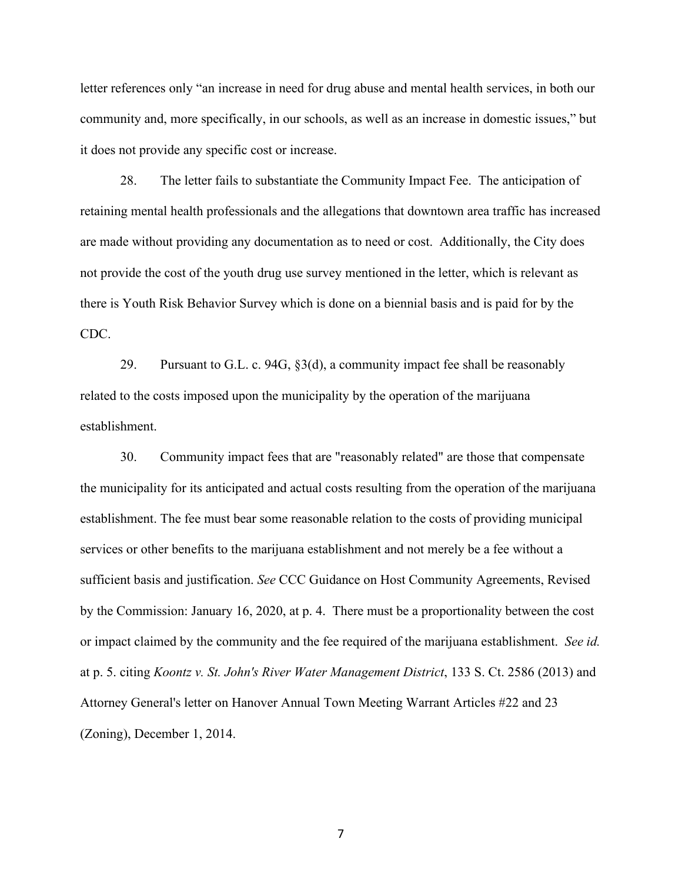letter references only "an increase in need for drug abuse and mental health services, in both our community and, more specifically, in our schools, as well as an increase in domestic issues," but it does not provide any specific cost or increase.

28. The letter fails to substantiate the Community Impact Fee. The anticipation of retaining mental health professionals and the allegations that downtown area traffic has increased are made without providing any documentation as to need or cost. Additionally, the City does not provide the cost of the youth drug use survey mentioned in the letter, which is relevant as there is Youth Risk Behavior Survey which is done on a biennial basis and is paid for by the CDC.

29. Pursuant to G.L. c. 94G, §3(d), a community impact fee shall be reasonably related to the costs imposed upon the municipality by the operation of the marijuana establishment.

30. Community impact fees that are "reasonably related" are those that compensate the municipality for its anticipated and actual costs resulting from the operation of the marijuana establishment. The fee must bear some reasonable relation to the costs of providing municipal services or other benefits to the marijuana establishment and not merely be a fee without a sufficient basis and justification. *See* CCC Guidance on Host Community Agreements, Revised by the Commission: January 16, 2020, at p. 4. There must be a proportionality between the cost or impact claimed by the community and the fee required of the marijuana establishment. *See id.* at p. 5. citing *Koontz v. St. John's River Water Management District*, 133 S. Ct. 2586 (2013) and Attorney General's letter on Hanover Annual Town Meeting Warrant Articles #22 and 23 (Zoning), December 1, 2014.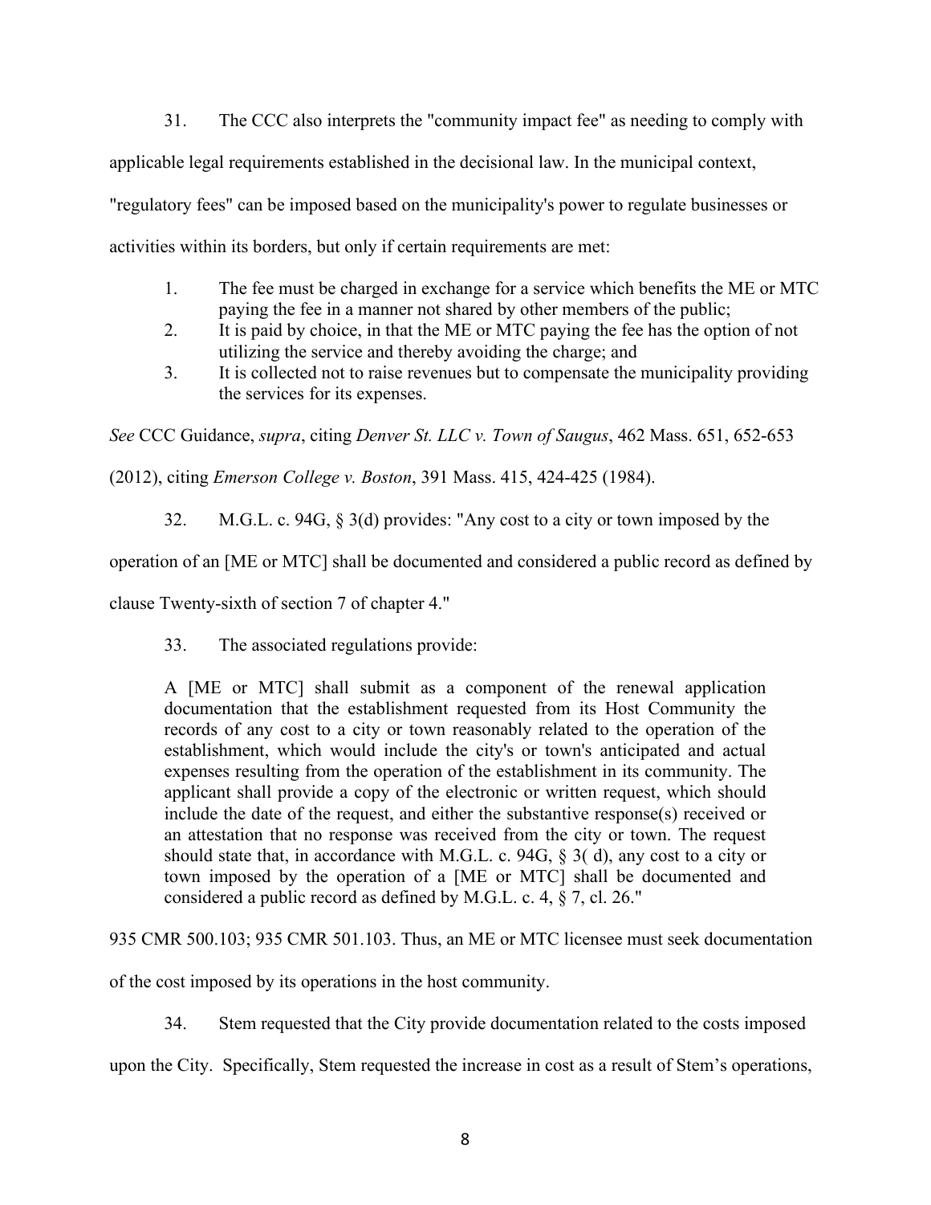31. The CCC also interprets the "community impact fee" as needing to comply with applicable legal requirements established in the decisional law. In the municipal context, "regulatory fees" can be imposed based on the municipality's power to regulate businesses or activities within its borders, but only if certain requirements are met:

1. The fee must be charged in exchange for a service which benefits the ME or MTC paying the fee in a manner not shared by other members of the public;
2. It is paid by choice, in that the ME or MTC paying the fee has the option of not utilizing the service and thereby avoiding the charge; and
3. It is collected not to raise revenues but to compensate the municipality providing the services for its expenses.

*See* CCC Guidance, *supra*, citing *Denver St. LLC v. Town of Saugus*, 462 Mass. 651, 652-653 (2012), citing *Emerson College v. Boston*, 391 Mass. 415, 424-425 (1984).

32. M.G.L. c. 94G, § 3(d) provides: "Any cost to a city or town imposed by the operation of an [ME or MTC] shall be documented and considered a public record as defined by clause Twenty-sixth of section 7 of chapter 4."

33. The associated regulations provide:

> A [ME or MTC] shall submit as a component of the renewal application documentation that the establishment requested from its Host Community the records of any cost to a city or town reasonably related to the operation of the establishment, which would include the city's or town's anticipated and actual expenses resulting from the operation of the establishment in its community. The applicant shall provide a copy of the electronic or written request, which should include the date of the request, and either the substantive response(s) received or an attestation that no response was received from the city or town. The request should state that, in accordance with M.G.L. c. 94G, § 3( d), any cost to a city or town imposed by the operation of a [ME or MTC] shall be documented and considered a public record as defined by M.G.L. c. 4, § 7, cl. 26."

935 CMR 500.103; 935 CMR 501.103. Thus, an ME or MTC licensee must seek documentation of the cost imposed by its operations in the host community.

34. Stem requested that the City provide documentation related to the costs imposed upon the City. Specifically, Stem requested the increase in cost as a result of Stem's operations,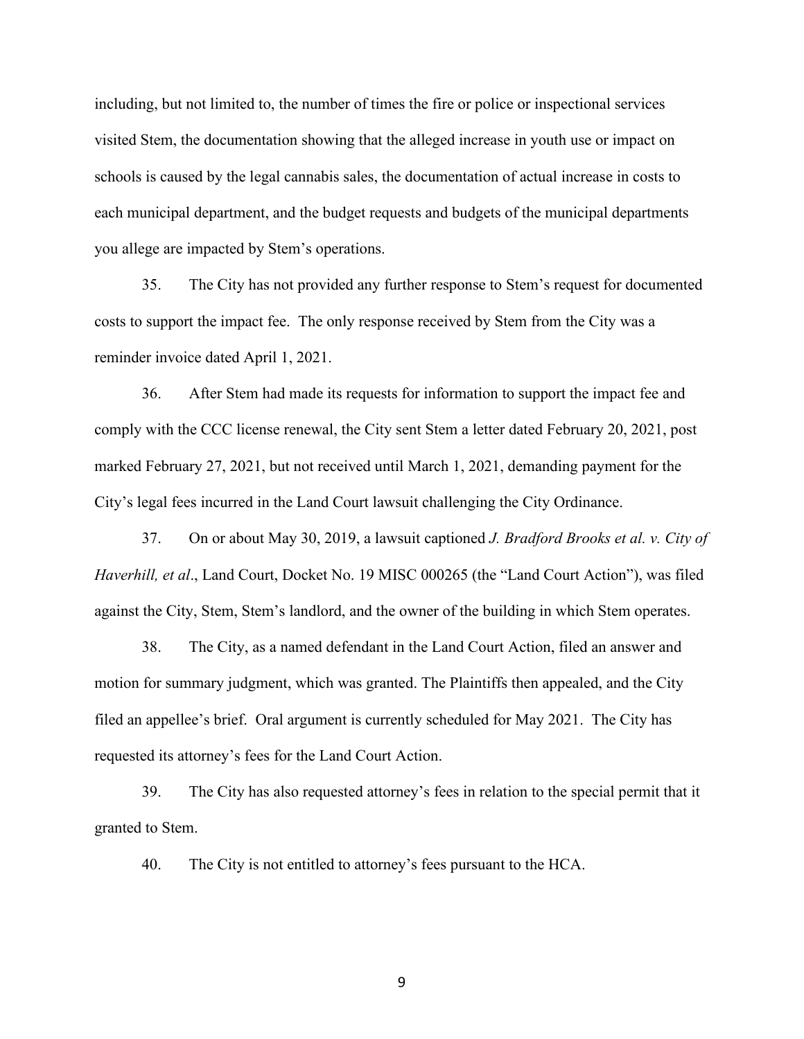including, but not limited to, the number of times the fire or police or inspectional services visited Stem, the documentation showing that the alleged increase in youth use or impact on schools is caused by the legal cannabis sales, the documentation of actual increase in costs to each municipal department, and the budget requests and budgets of the municipal departments you allege are impacted by Stem's operations.

35. The City has not provided any further response to Stem's request for documented costs to support the impact fee. The only response received by Stem from the City was a reminder invoice dated April 1, 2021.

36. After Stem had made its requests for information to support the impact fee and comply with the CCC license renewal, the City sent Stem a letter dated February 20, 2021, post marked February 27, 2021, but not received until March 1, 2021, demanding payment for the City's legal fees incurred in the Land Court lawsuit challenging the City Ordinance.

37. On or about May 30, 2019, a lawsuit captioned *J. Bradford Brooks et al. v. City of Haverhill, et al*., Land Court, Docket No. 19 MISC 000265 (the "Land Court Action"), was filed against the City, Stem, Stem's landlord, and the owner of the building in which Stem operates.

38. The City, as a named defendant in the Land Court Action, filed an answer and motion for summary judgment, which was granted. The Plaintiffs then appealed, and the City filed an appellee's brief. Oral argument is currently scheduled for May 2021. The City has requested its attorney's fees for the Land Court Action.

39. The City has also requested attorney's fees in relation to the special permit that it granted to Stem.

40. The City is not entitled to attorney's fees pursuant to the HCA.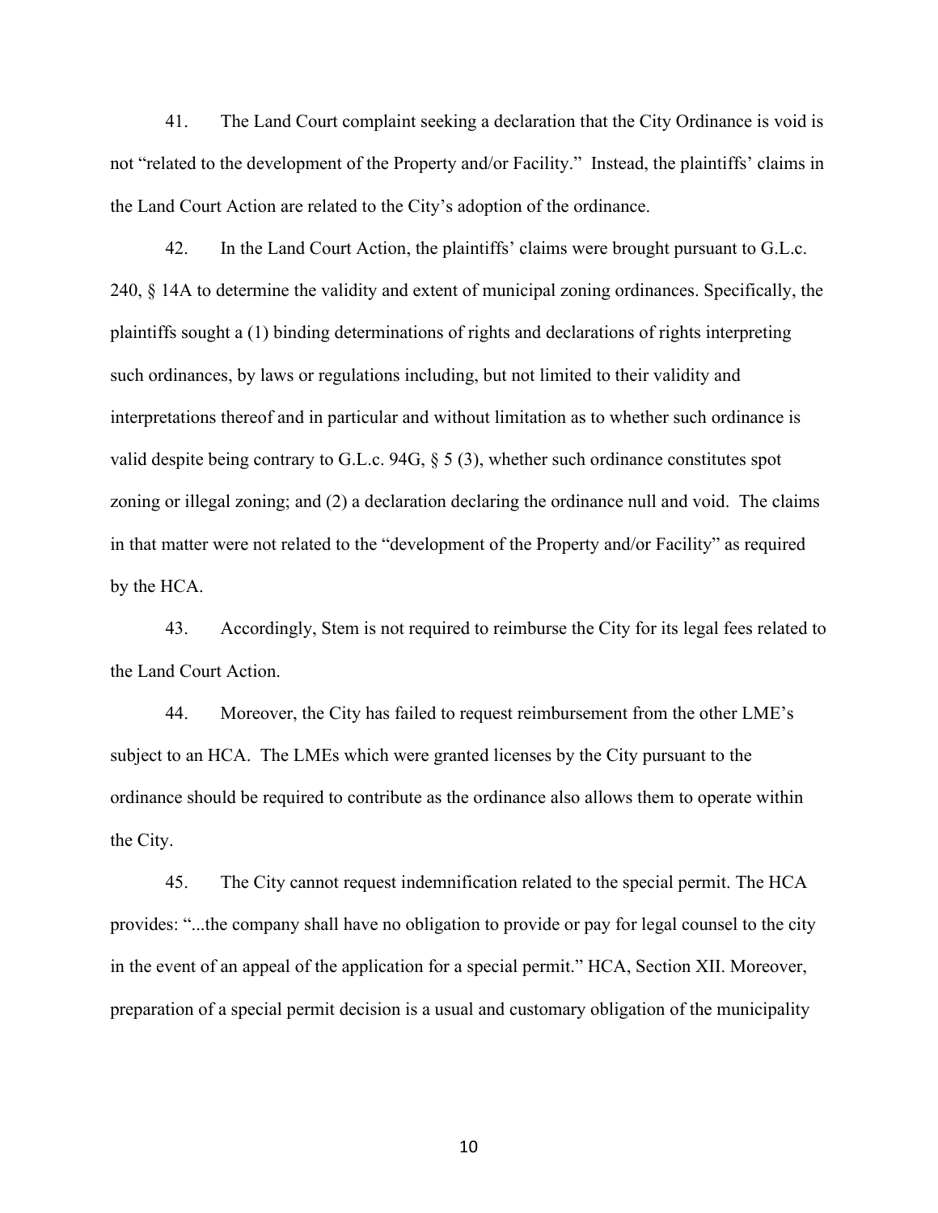41. The Land Court complaint seeking a declaration that the City Ordinance is void is not "related to the development of the Property and/or Facility." Instead, the plaintiffs' claims in the Land Court Action are related to the City's adoption of the ordinance.

42. In the Land Court Action, the plaintiffs' claims were brought pursuant to G.L.c. 240, § 14A to determine the validity and extent of municipal zoning ordinances. Specifically, the plaintiffs sought a (1) binding determinations of rights and declarations of rights interpreting such ordinances, by laws or regulations including, but not limited to their validity and interpretations thereof and in particular and without limitation as to whether such ordinance is valid despite being contrary to G.L.c. 94G, § 5 (3), whether such ordinance constitutes spot zoning or illegal zoning; and (2) a declaration declaring the ordinance null and void. The claims in that matter were not related to the "development of the Property and/or Facility" as required by the HCA.

43. Accordingly, Stem is not required to reimburse the City for its legal fees related to the Land Court Action.

44. Moreover, the City has failed to request reimbursement from the other LME's subject to an HCA. The LMEs which were granted licenses by the City pursuant to the ordinance should be required to contribute as the ordinance also allows them to operate within the City.

45. The City cannot request indemnification related to the special permit. The HCA provides: "...the company shall have no obligation to provide or pay for legal counsel to the city in the event of an appeal of the application for a special permit." HCA, Section XII. Moreover, preparation of a special permit decision is a usual and customary obligation of the municipality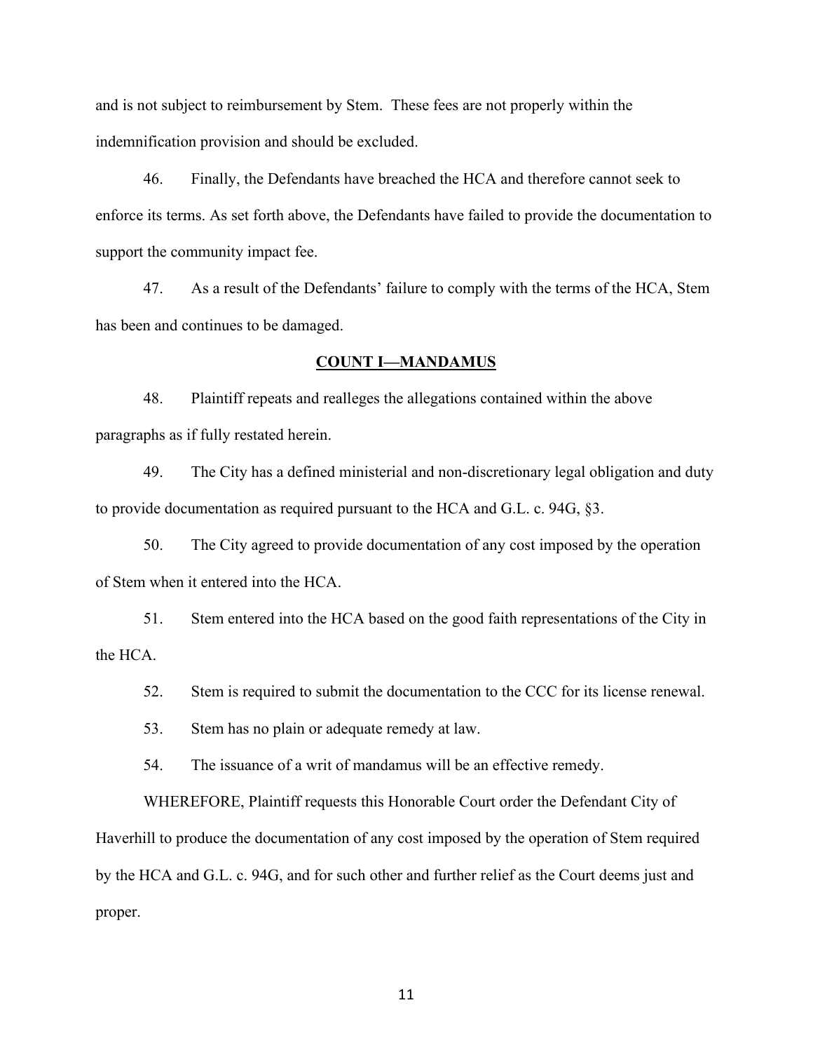and is not subject to reimbursement by Stem. These fees are not properly within the indemnification provision and should be excluded.

46. Finally, the Defendants have breached the HCA and therefore cannot seek to enforce its terms. As set forth above, the Defendants have failed to provide the documentation to support the community impact fee.

47. As a result of the Defendants' failure to comply with the terms of the HCA, Stem has been and continues to be damaged.

## COUNT I—MANDAMUS

48. Plaintiff repeats and realleges the allegations contained within the above paragraphs as if fully restated herein.

49. The City has a defined ministerial and non-discretionary legal obligation and duty to provide documentation as required pursuant to the HCA and G.L. c. 94G, §3.

50. The City agreed to provide documentation of any cost imposed by the operation of Stem when it entered into the HCA.

51. Stem entered into the HCA based on the good faith representations of the City in the HCA.

52. Stem is required to submit the documentation to the CCC for its license renewal.

53. Stem has no plain or adequate remedy at law.

54. The issuance of a writ of mandamus will be an effective remedy.

WHEREFORE, Plaintiff requests this Honorable Court order the Defendant City of Haverhill to produce the documentation of any cost imposed by the operation of Stem required by the HCA and G.L. c. 94G, and for such other and further relief as the Court deems just and proper.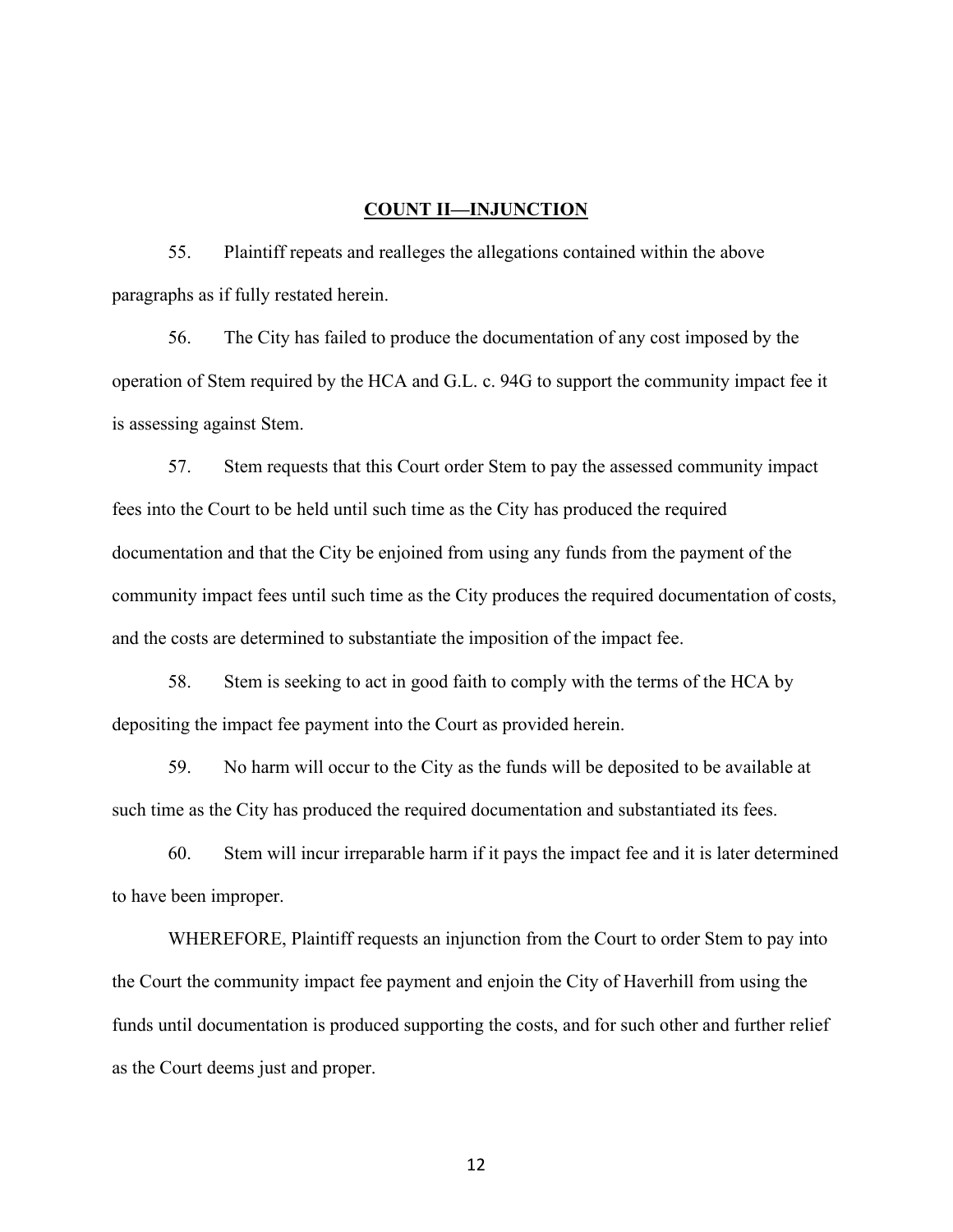## **COUNT II—INJUNCTION**

55. Plaintiff repeats and realleges the allegations contained within the above paragraphs as if fully restated herein.

56. The City has failed to produce the documentation of any cost imposed by the operation of Stem required by the HCA and G.L. c. 94G to support the community impact fee it is assessing against Stem.

57. Stem requests that this Court order Stem to pay the assessed community impact fees into the Court to be held until such time as the City has produced the required documentation and that the City be enjoined from using any funds from the payment of the community impact fees until such time as the City produces the required documentation of costs, and the costs are determined to substantiate the imposition of the impact fee.

58. Stem is seeking to act in good faith to comply with the terms of the HCA by depositing the impact fee payment into the Court as provided herein.

59. No harm will occur to the City as the funds will be deposited to be available at such time as the City has produced the required documentation and substantiated its fees.

60. Stem will incur irreparable harm if it pays the impact fee and it is later determined to have been improper.

WHEREFORE, Plaintiff requests an injunction from the Court to order Stem to pay into the Court the community impact fee payment and enjoin the City of Haverhill from using the funds until documentation is produced supporting the costs, and for such other and further relief as the Court deems just and proper.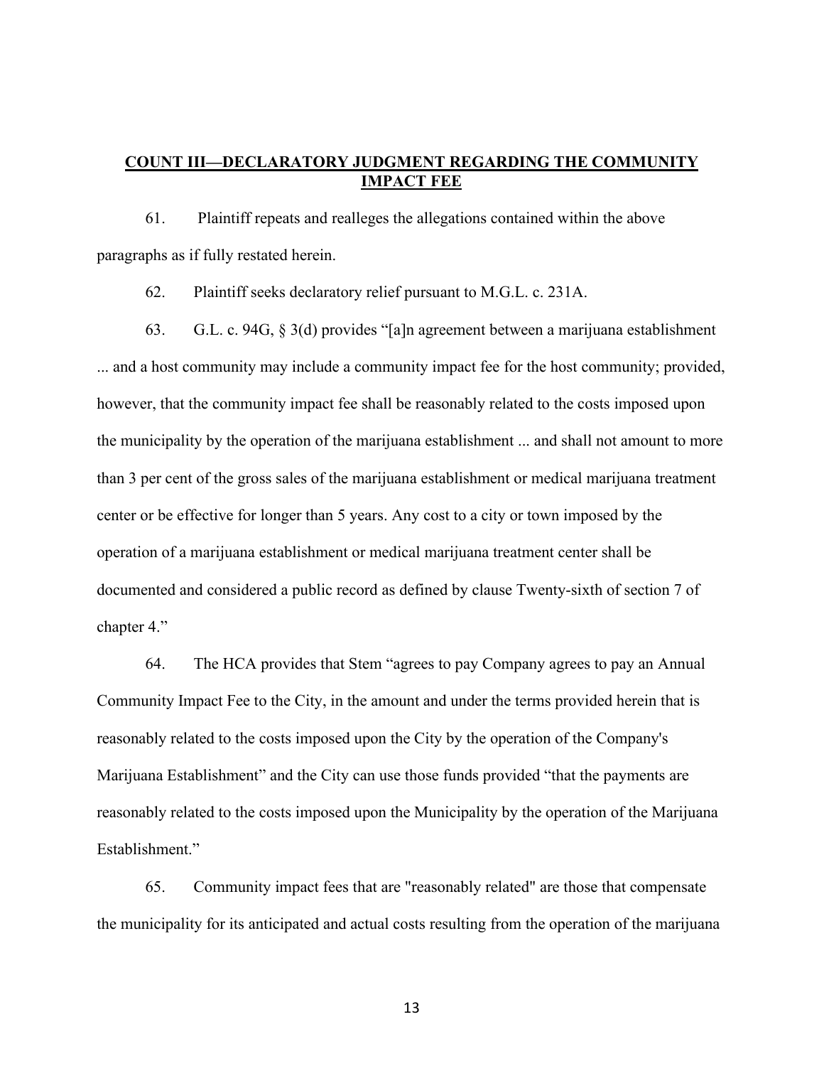## **COUNT III—DECLARATORY JUDGMENT REGARDING THE COMMUNITY IMPACT FEE**

61. Plaintiff repeats and realleges the allegations contained within the above paragraphs as if fully restated herein.

62. Plaintiff seeks declaratory relief pursuant to M.G.L. c. 231A.

63. G.L. c. 94G, § 3(d) provides "[a]n agreement between a marijuana establishment ... and a host community may include a community impact fee for the host community; provided, however, that the community impact fee shall be reasonably related to the costs imposed upon the municipality by the operation of the marijuana establishment ... and shall not amount to more than 3 per cent of the gross sales of the marijuana establishment or medical marijuana treatment center or be effective for longer than 5 years. Any cost to a city or town imposed by the operation of a marijuana establishment or medical marijuana treatment center shall be documented and considered a public record as defined by clause Twenty-sixth of section 7 of chapter 4."

64. The HCA provides that Stem "agrees to pay Company agrees to pay an Annual Community Impact Fee to the City, in the amount and under the terms provided herein that is reasonably related to the costs imposed upon the City by the operation of the Company's Marijuana Establishment" and the City can use those funds provided "that the payments are reasonably related to the costs imposed upon the Municipality by the operation of the Marijuana Establishment."

65. Community impact fees that are "reasonably related" are those that compensate the municipality for its anticipated and actual costs resulting from the operation of the marijuana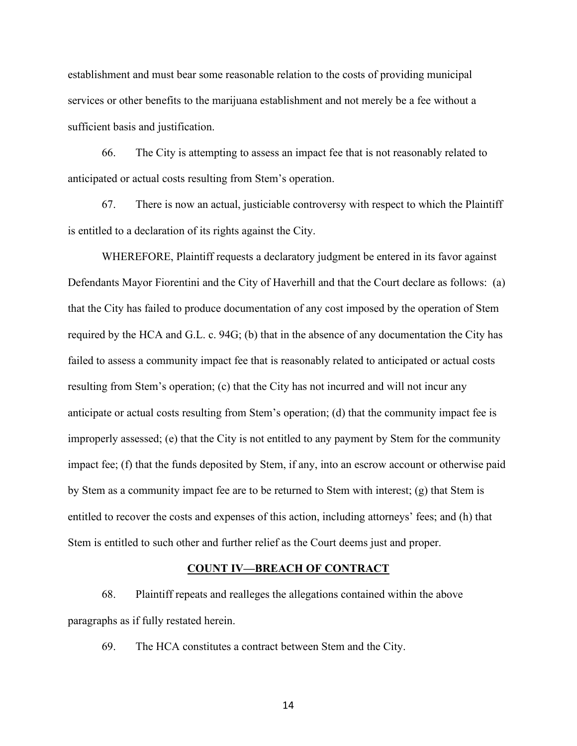establishment and must bear some reasonable relation to the costs of providing municipal services or other benefits to the marijuana establishment and not merely be a fee without a sufficient basis and justification.

66. The City is attempting to assess an impact fee that is not reasonably related to anticipated or actual costs resulting from Stem's operation.

67. There is now an actual, justiciable controversy with respect to which the Plaintiff is entitled to a declaration of its rights against the City.

WHEREFORE, Plaintiff requests a declaratory judgment be entered in its favor against Defendants Mayor Fiorentini and the City of Haverhill and that the Court declare as follows: (a) that the City has failed to produce documentation of any cost imposed by the operation of Stem required by the HCA and G.L. c. 94G; (b) that in the absence of any documentation the City has failed to assess a community impact fee that is reasonably related to anticipated or actual costs resulting from Stem's operation; (c) that the City has not incurred and will not incur any anticipate or actual costs resulting from Stem's operation; (d) that the community impact fee is improperly assessed; (e) that the City is not entitled to any payment by Stem for the community impact fee; (f) that the funds deposited by Stem, if any, into an escrow account or otherwise paid by Stem as a community impact fee are to be returned to Stem with interest; (g) that Stem is entitled to recover the costs and expenses of this action, including attorneys' fees; and (h) that Stem is entitled to such other and further relief as the Court deems just and proper.

## COUNT IV—BREACH OF CONTRACT

68. Plaintiff repeats and realleges the allegations contained within the above paragraphs as if fully restated herein.

69. The HCA constitutes a contract between Stem and the City.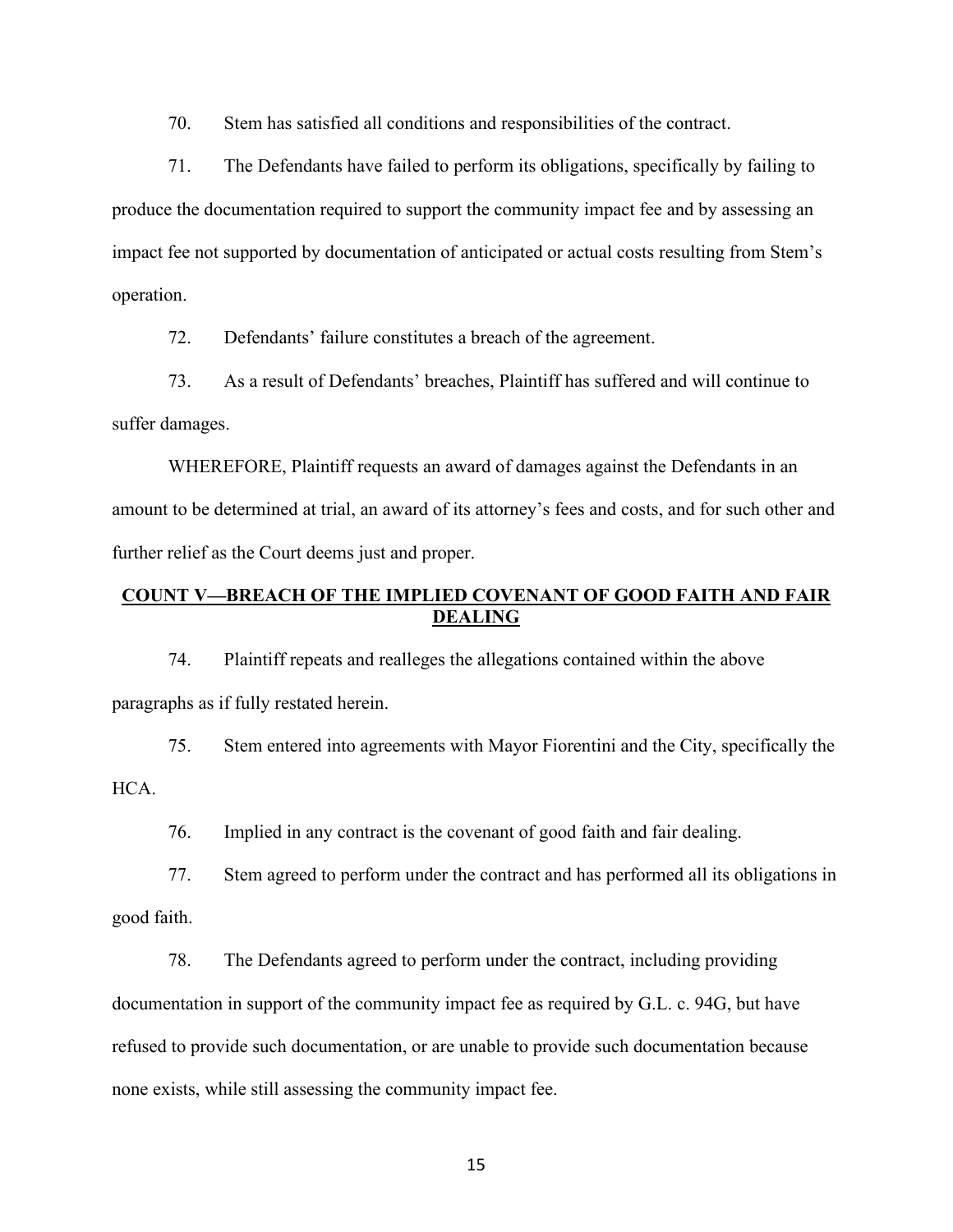70. Stem has satisfied all conditions and responsibilities of the contract.

71. The Defendants have failed to perform its obligations, specifically by failing to produce the documentation required to support the community impact fee and by assessing an impact fee not supported by documentation of anticipated or actual costs resulting from Stem's operation.

72. Defendants' failure constitutes a breach of the agreement.

73. As a result of Defendants' breaches, Plaintiff has suffered and will continue to suffer damages.

WHEREFORE, Plaintiff requests an award of damages against the Defendants in an amount to be determined at trial, an award of its attorney's fees and costs, and for such other and further relief as the Court deems just and proper.

## COUNT V—BREACH OF THE IMPLIED COVENANT OF GOOD FAITH AND FAIR DEALING

74. Plaintiff repeats and realleges the allegations contained within the above paragraphs as if fully restated herein.

75. Stem entered into agreements with Mayor Fiorentini and the City, specifically the HCA.

76. Implied in any contract is the covenant of good faith and fair dealing.

77. Stem agreed to perform under the contract and has performed all its obligations in good faith.

78. The Defendants agreed to perform under the contract, including providing documentation in support of the community impact fee as required by G.L. c. 94G, but have refused to provide such documentation, or are unable to provide such documentation because none exists, while still assessing the community impact fee.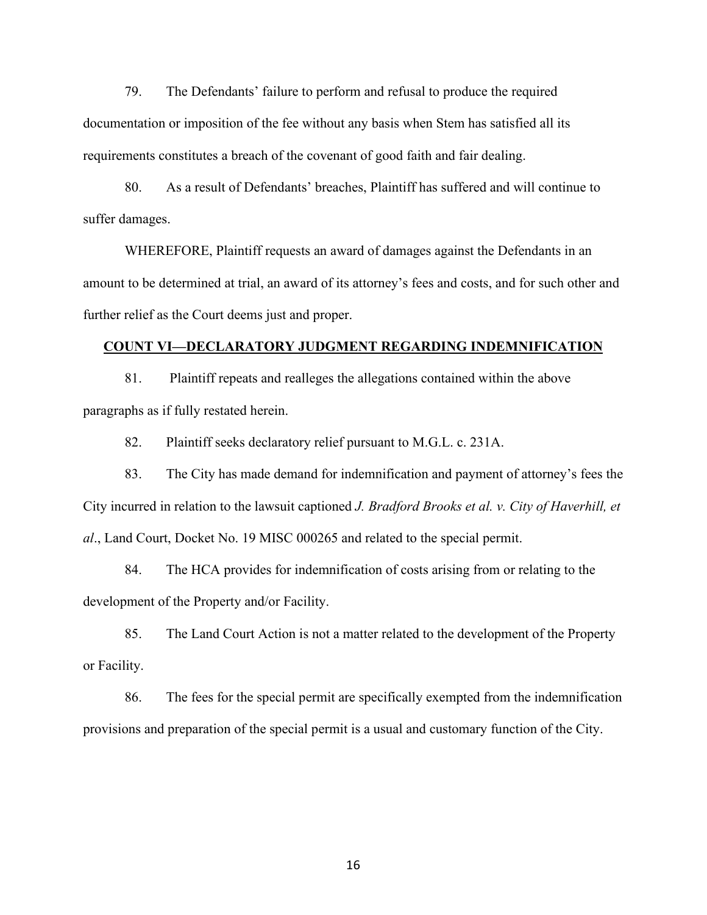79. The Defendants' failure to perform and refusal to produce the required documentation or imposition of the fee without any basis when Stem has satisfied all its requirements constitutes a breach of the covenant of good faith and fair dealing.

80. As a result of Defendants' breaches, Plaintiff has suffered and will continue to suffer damages.

WHEREFORE, Plaintiff requests an award of damages against the Defendants in an amount to be determined at trial, an award of its attorney's fees and costs, and for such other and further relief as the Court deems just and proper.

## **COUNT VI—DECLARATORY JUDGMENT REGARDING INDEMNIFICATION**

81. Plaintiff repeats and realleges the allegations contained within the above paragraphs as if fully restated herein.

82. Plaintiff seeks declaratory relief pursuant to M.G.L. c. 231A.

83. The City has made demand for indemnification and payment of attorney's fees the City incurred in relation to the lawsuit captioned *J. Bradford Brooks et al. v. City of Haverhill, et al*., Land Court, Docket No. 19 MISC 000265 and related to the special permit.

84. The HCA provides for indemnification of costs arising from or relating to the development of the Property and/or Facility.

85. The Land Court Action is not a matter related to the development of the Property or Facility.

86. The fees for the special permit are specifically exempted from the indemnification provisions and preparation of the special permit is a usual and customary function of the City.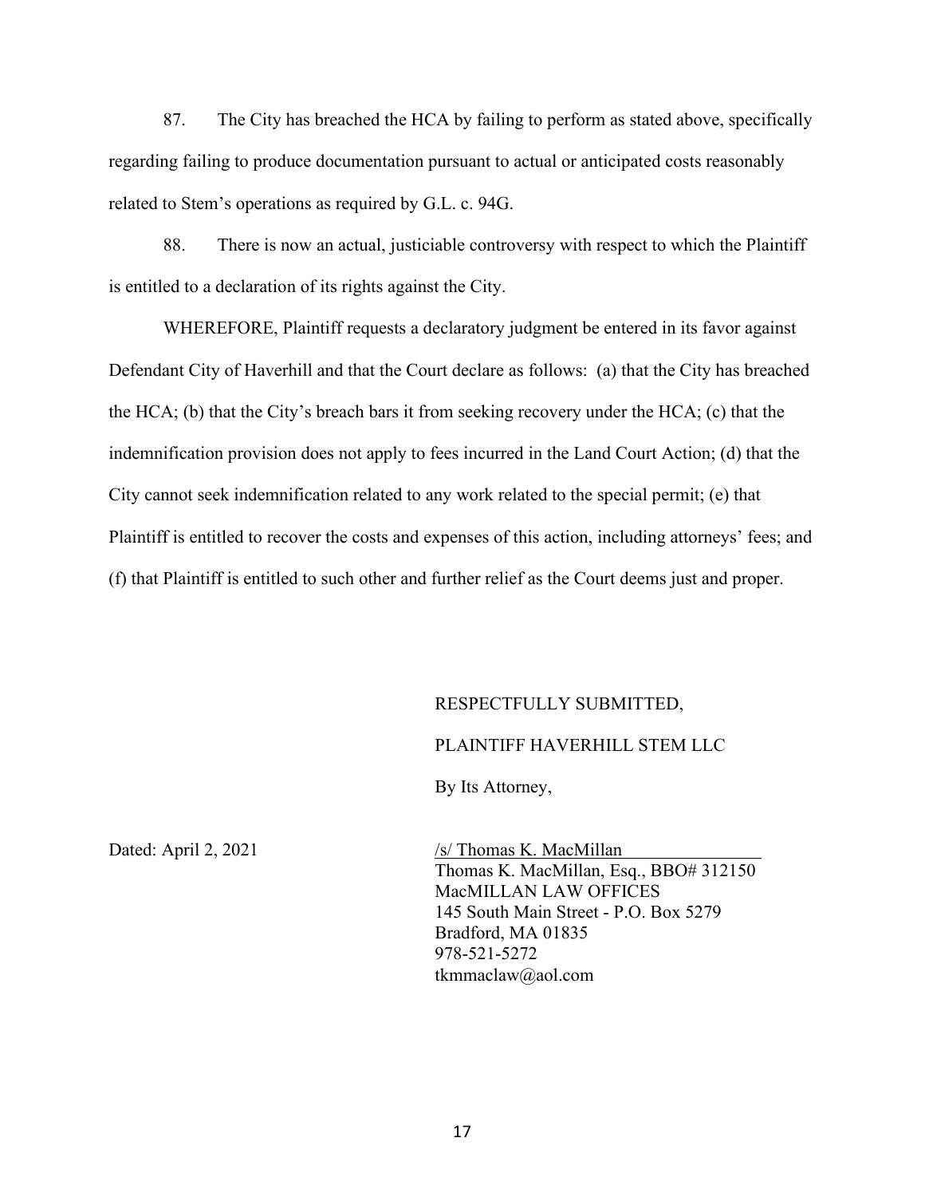87. The City has breached the HCA by failing to perform as stated above, specifically regarding failing to produce documentation pursuant to actual or anticipated costs reasonably related to Stem's operations as required by G.L. c. 94G.

88. There is now an actual, justiciable controversy with respect to which the Plaintiff is entitled to a declaration of its rights against the City.

WHEREFORE, Plaintiff requests a declaratory judgment be entered in its favor against Defendant City of Haverhill and that the Court declare as follows: (a) that the City has breached the HCA; (b) that the City's breach bars it from seeking recovery under the HCA; (c) that the indemnification provision does not apply to fees incurred in the Land Court Action; (d) that the City cannot seek indemnification related to any work related to the special permit; (e) that Plaintiff is entitled to recover the costs and expenses of this action, including attorneys' fees; and (f) that Plaintiff is entitled to such other and further relief as the Court deems just and proper.

RESPECTFULLY SUBMITTED,

PLAINTIFF HAVERHILL STEM LLC

By Its Attorney,

Dated: April 2, 2021

/s/ Thomas K. MacMillan
Thomas K. MacMillan, Esq., BBO# 312150
MacMILLAN LAW OFFICES
145 South Main Street - P.O. Box 5279
Bradford, MA 01835
978-521-5272
tkmmaclaw@aol.com